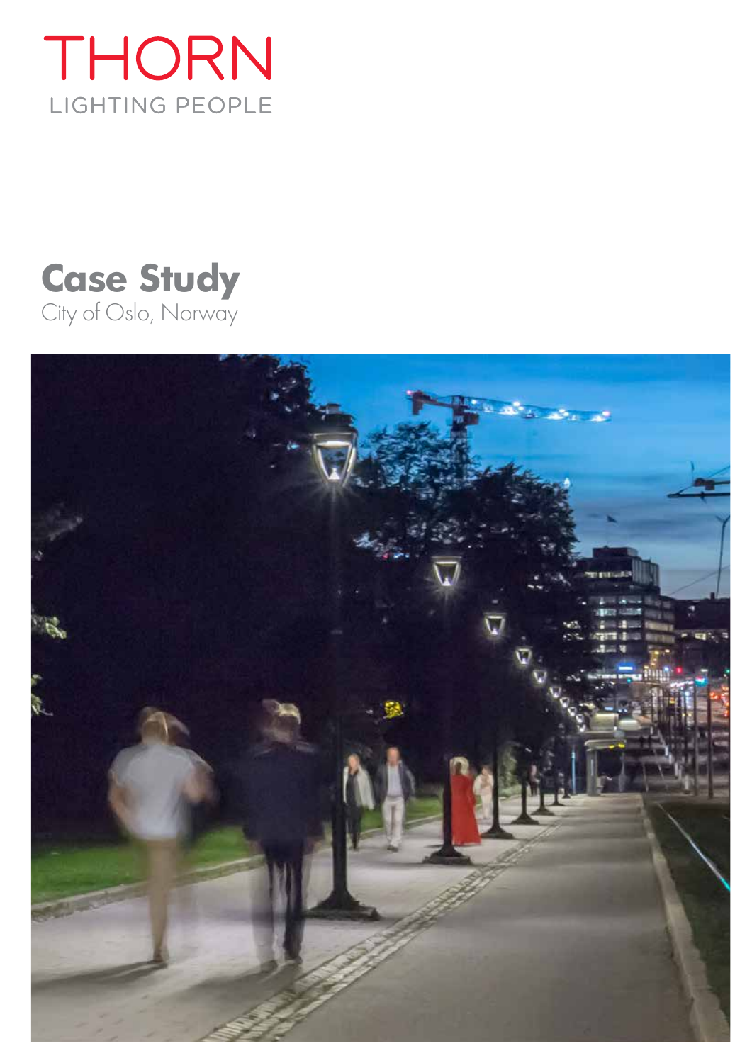THORN

LIGHTING PEOPLE

# Case Study

City of Oslo, Norway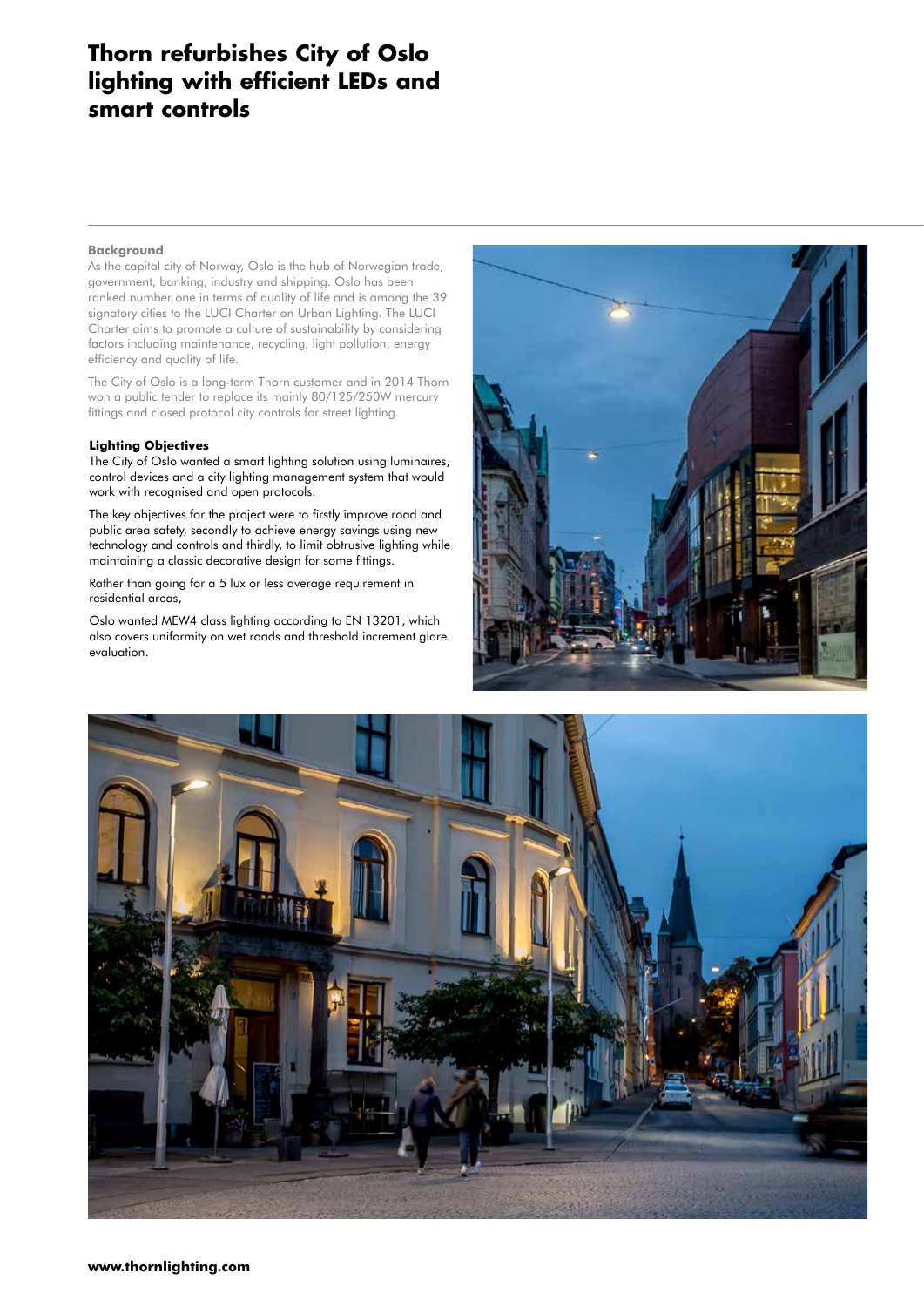# Thorn refurbishes City of Oslo lighting with efficient LEDs and smart controls

**Background**

As the capital city of Norway, Oslo is the hub of Norwegian trade, government, banking, industry and shipping. Oslo has been ranked number one in terms of quality of life and is among the 39 signatory cities to the LUCI Charter on Urban Lighting. The LUCI Charter aims to promote a culture of sustainability by considering factors including maintenance, recycling, light pollution, energy efficiency and quality of life.

The City of Oslo is a long-term Thorn customer and in 2014 Thorn won a public tender to replace its mainly 80/125/250W mercury fittings and closed protocol city controls for street lighting.

**Lighting Objectives**

The City of Oslo wanted a smart lighting solution using luminaires, control devices and a city lighting management system that would work with recognised and open protocols.

The key objectives for the project were to firstly improve road and public area safety, secondly to achieve energy savings using new technology and controls and thirdly, to limit obtrusive lighting while maintaining a classic decorative design for some fittings.

Rather than going for a 5 lux or less average requirement in residential areas,

Oslo wanted MEW4 class lighting according to EN 13201, which also covers uniformity on wet roads and threshold increment glare evaluation.

www.thornlighting.com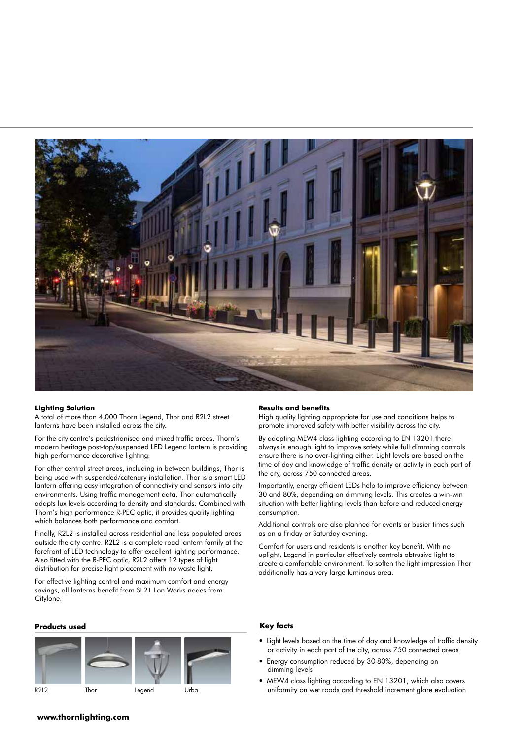**Lighting Solution**

A total of more than 4,000 Thorn Legend, Thor and R2L2 street lanterns have been installed across the city.

For the city centre's pedestrianised and mixed traffic areas, Thorn's modern heritage post-top/suspended LED Legend lantern is providing high performance decorative lighting.

For other central street areas, including in between buildings, Thor is being used with suspended/catenary installation. Thor is a smart LED lantern offering easy integration of connectivity and sensors into city environments. Using traffic management data, Thor automatically adapts lux levels according to density and standards. Combined with Thorn's high performance R-PEC optic, it provides quality lighting which balances both performance and comfort.

Finally, R2L2 is installed across residential and less populated areas outside the city centre. R2L2 is a complete road lantern family at the forefront of LED technology to offer excellent lighting performance. Also fitted with the R-PEC optic, R2L2 offers 12 types of light distribution for precise light placement with no waste light.

For effective lighting control and maximum comfort and energy savings, all lanterns benefit from SL21 Lon Works nodes from Citylone.

**Results and benefits**

High quality lighting appropriate for use and conditions helps to promote improved safety with better visibility across the city.

By adopting MEW4 class lighting according to EN 13201 there always is enough light to improve safety while full dimming controls ensure there is no over-lighting either. Light levels are based on the time of day and knowledge of traffic density or activity in each part of the city, across 750 connected areas.

Importantly, energy efficient LEDs help to improve efficiency between 30 and 80%, depending on dimming levels. This creates a win-win situation with better lighting levels than before and reduced energy consumption.

Additional controls are also planned for events or busier times such as on a Friday or Saturday evening.

Comfort for users and residents is another key benefit. With no uplight, Legend in particular effectively controls obtrusive light to create a comfortable environment. To soften the light impression Thor additionally has a very large luminous area.

**Products used**

R2L2 Thor Legend Urba

**Key facts**

- Light levels based on the time of day and knowledge of traffic density or activity in each part of the city, across 750 connected areas
- Energy consumption reduced by 30-80%, depending on dimming levels
- MEW4 class lighting according to EN 13201, which also covers uniformity on wet roads and threshold increment glare evaluation

**www.thornlighting.com**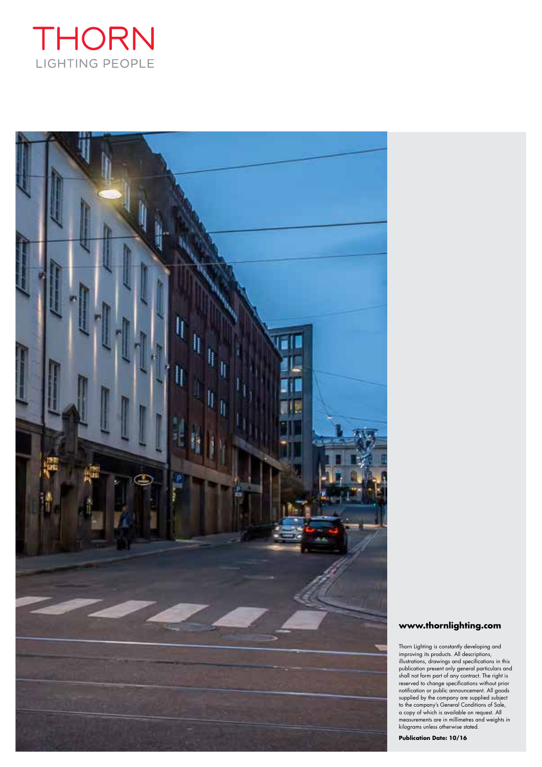# THORN

LIGHTING PEOPLE

**www.thornlighting.com**

Thorn Lighting is constantly developing and improving its products. All descriptions, illustrations, drawings and specifications in this publication present only general particulars and shall not form part of any contract. The right is reserved to change specifications without prior notification or public announcement. All goods supplied by the company are supplied subject to the company's General Conditions of Sale, a copy of which is available on request. All measurements are in millimetres and weights in kilograms unless otherwise stated.

**Publication Date: 10/16**